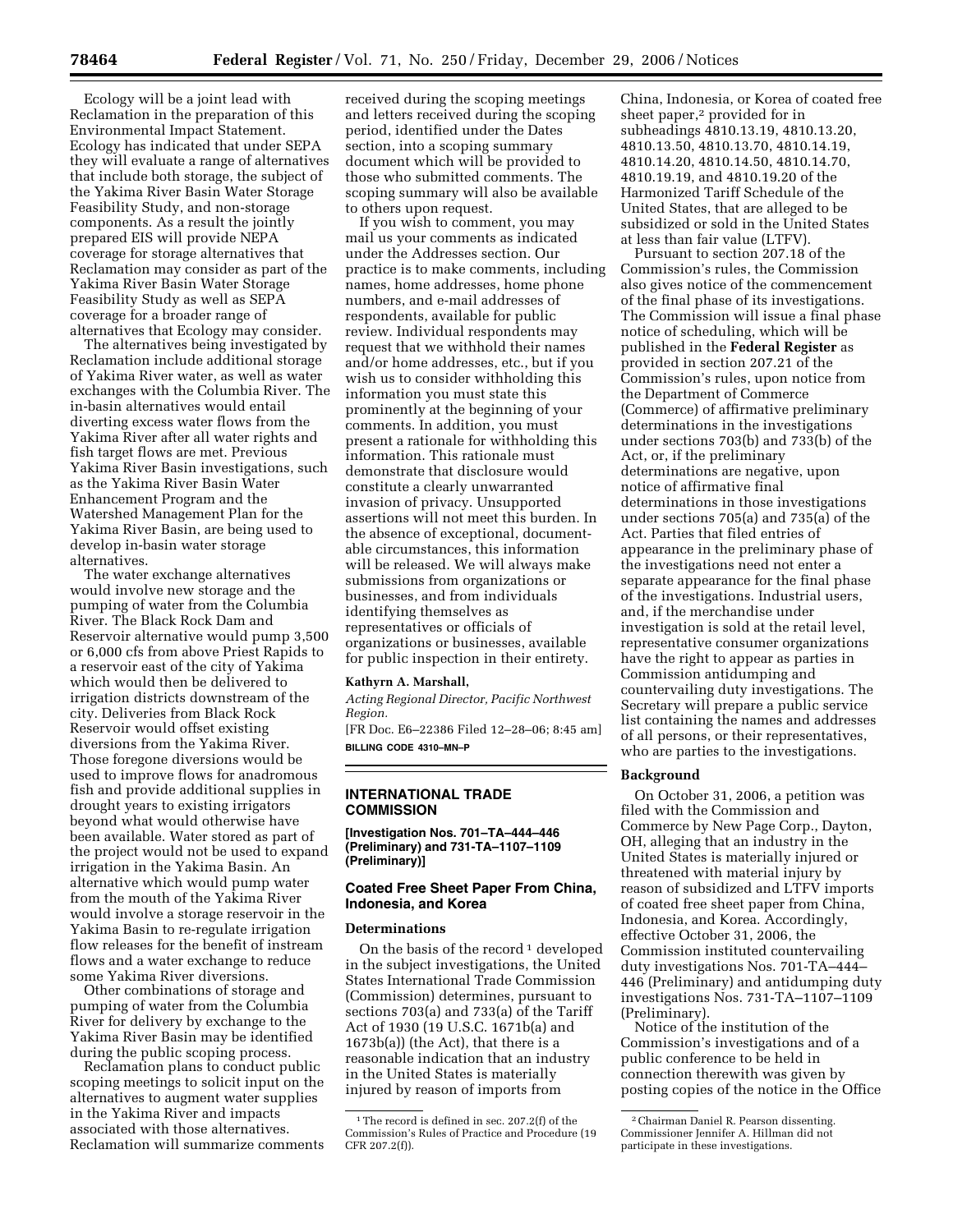Ecology will be a joint lead with Reclamation in the preparation of this Environmental Impact Statement. Ecology has indicated that under SEPA they will evaluate a range of alternatives that include both storage, the subject of the Yakima River Basin Water Storage Feasibility Study, and non-storage components. As a result the jointly prepared EIS will provide NEPA coverage for storage alternatives that Reclamation may consider as part of the Yakima River Basin Water Storage Feasibility Study as well as SEPA coverage for a broader range of alternatives that Ecology may consider.

The alternatives being investigated by Reclamation include additional storage of Yakima River water, as well as water exchanges with the Columbia River. The in-basin alternatives would entail diverting excess water flows from the Yakima River after all water rights and fish target flows are met. Previous Yakima River Basin investigations, such as the Yakima River Basin Water Enhancement Program and the Watershed Management Plan for the Yakima River Basin, are being used to develop in-basin water storage alternatives.

The water exchange alternatives would involve new storage and the pumping of water from the Columbia River. The Black Rock Dam and Reservoir alternative would pump 3,500 or 6,000 cfs from above Priest Rapids to a reservoir east of the city of Yakima which would then be delivered to irrigation districts downstream of the city. Deliveries from Black Rock Reservoir would offset existing diversions from the Yakima River. Those foregone diversions would be used to improve flows for anadromous fish and provide additional supplies in drought years to existing irrigators beyond what would otherwise have been available. Water stored as part of the project would not be used to expand irrigation in the Yakima Basin. An alternative which would pump water from the mouth of the Yakima River would involve a storage reservoir in the Yakima Basin to re-regulate irrigation flow releases for the benefit of instream flows and a water exchange to reduce some Yakima River diversions.

Other combinations of storage and pumping of water from the Columbia River for delivery by exchange to the Yakima River Basin may be identified during the public scoping process.

Reclamation plans to conduct public scoping meetings to solicit input on the alternatives to augment water supplies in the Yakima River and impacts associated with those alternatives. Reclamation will summarize comments received during the scoping meetings and letters received during the scoping period, identified under the Dates section, into a scoping summary document which will be provided to those who submitted comments. The scoping summary will also be available to others upon request.

If you wish to comment, you may mail us your comments as indicated under the Addresses section. Our practice is to make comments, including names, home addresses, home phone numbers, and e-mail addresses of respondents, available for public review. Individual respondents may request that we withhold their names and/or home addresses, etc., but if you wish us to consider withholding this information you must state this prominently at the beginning of your comments. In addition, you must present a rationale for withholding this information. This rationale must demonstrate that disclosure would constitute a clearly unwarranted invasion of privacy. Unsupported assertions will not meet this burden. In the absence of exceptional, documentable circumstances, this information will be released. We will always make submissions from organizations or businesses, and from individuals identifying themselves as representatives or officials of organizations or businesses, available for public inspection in their entirety.

**Kathyrn A. Marshall,**

*Acting Regional Director, Pacific Northwest Region.*

[FR Doc. E6–22386 Filed 12–28–06; 8:45 am]

**BILLING CODE 4310–MN–P**

## INTERNATIONAL TRADE COMMISSION

**[Investigation Nos. 701–TA–444–446 (Preliminary) and 731-TA–1107–1109 (Preliminary)]**

## Coated Free Sheet Paper From China, Indonesia, and Korea

### Determinations

On the basis of the record [1] developed in the subject investigations, the United States International Trade Commission (Commission) determines, pursuant to sections 703(a) and 733(a) of the Tariff Act of 1930 (19 U.S.C. 1671b(a) and 1673b(a)) (the Act), that there is a reasonable indication that an industry in the United States is materially injured by reason of imports from China, Indonesia, or Korea of coated free sheet paper,[2] provided for in subheadings 4810.13.19, 4810.13.20, 4810.13.50, 4810.13.70, 4810.14.19, 4810.14.20, 4810.14.50, 4810.14.70, 4810.19.19, and 4810.19.20 of the Harmonized Tariff Schedule of the United States, that are alleged to be subsidized or sold in the United States at less than fair value (LTFV).

Pursuant to section 207.18 of the Commission's rules, the Commission also gives notice of the commencement of the final phase of its investigations. The Commission will issue a final phase notice of scheduling, which will be published in the **Federal Register** as provided in section 207.21 of the Commission's rules, upon notice from the Department of Commerce (Commerce) of affirmative preliminary determinations in the investigations under sections 703(b) and 733(b) of the Act, or, if the preliminary determinations are negative, upon notice of affirmative final determinations in those investigations under sections 705(a) and 735(a) of the Act. Parties that filed entries of appearance in the preliminary phase of the investigations need not enter a separate appearance for the final phase of the investigations. Industrial users, and, if the merchandise under investigation is sold at the retail level, representative consumer organizations have the right to appear as parties in Commission antidumping and countervailing duty investigations. The Secretary will prepare a public service list containing the names and addresses of all persons, or their representatives, who are parties to the investigations.

### Background

On October 31, 2006, a petition was filed with the Commission and Commerce by New Page Corp., Dayton, OH, alleging that an industry in the United States is materially injured or threatened with material injury by reason of subsidized and LTFV imports of coated free sheet paper from China, Indonesia, and Korea. Accordingly, effective October 31, 2006, the Commission instituted countervailing duty investigations Nos. 701-TA–444–446 (Preliminary) and antidumping duty investigations Nos. 731-TA–1107–1109 (Preliminary).

Notice of the institution of the Commission's investigations and of a public conference to be held in connection therewith was given by posting copies of the notice in the Office

[1] The record is defined in sec. 207.2(f) of the Commission's Rules of Practice and Procedure (19 CFR 207.2(f)).

[2] Chairman Daniel R. Pearson dissenting. Commissioner Jennifer A. Hillman did not participate in these investigations.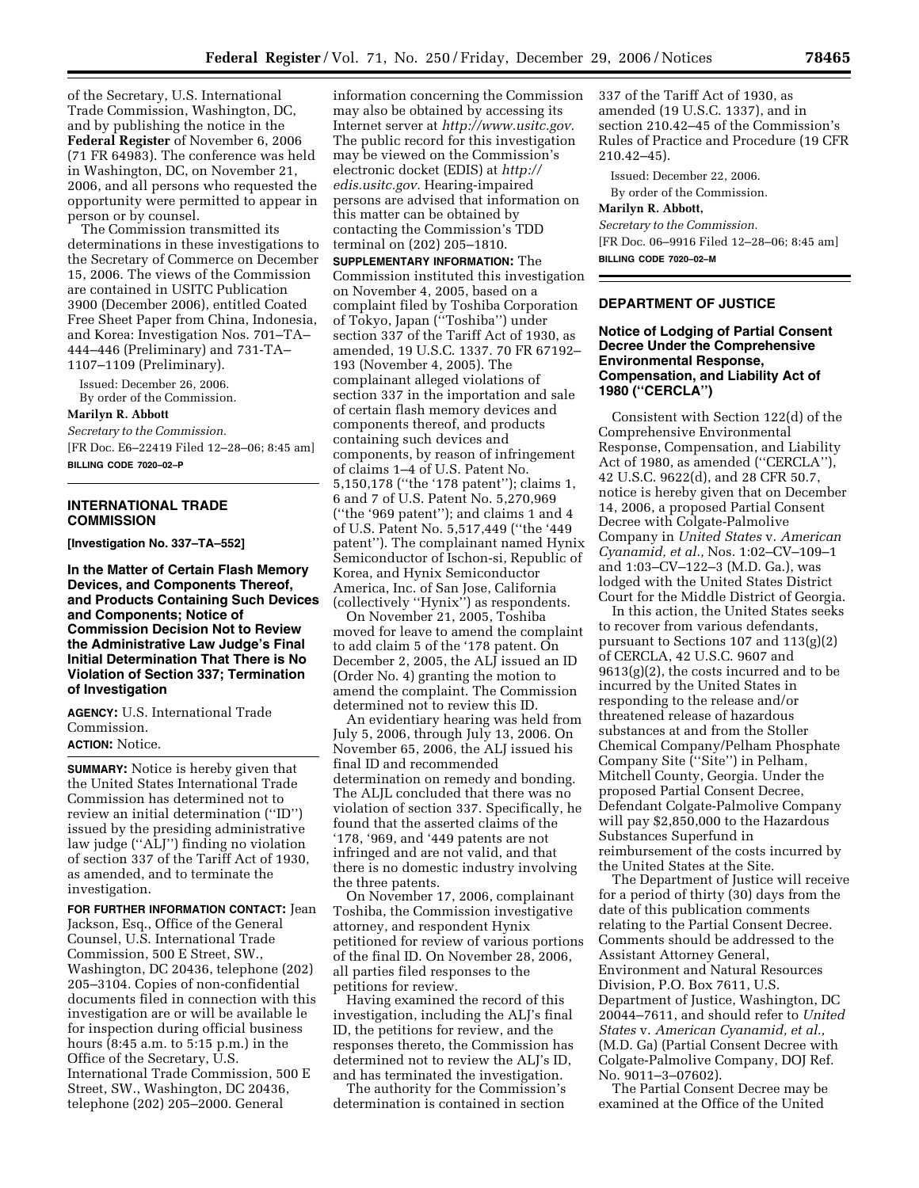of the Secretary, U.S. International Trade Commission, Washington, DC, and by publishing the notice in the **Federal Register** of November 6, 2006 (71 FR 64983). The conference was held in Washington, DC, on November 21, 2006, and all persons who requested the opportunity were permitted to appear in person or by counsel.

The Commission transmitted its determinations in these investigations to the Secretary of Commerce on December 15, 2006. The views of the Commission are contained in USITC Publication 3900 (December 2006), entitled Coated Free Sheet Paper from China, Indonesia, and Korea: Investigation Nos. 701–TA–444–446 (Preliminary) and 731-TA–1107–1109 (Preliminary).

Issued: December 26, 2006.

By order of the Commission.

**Marilyn R. Abbott**

*Secretary to the Commission.*

[FR Doc. E6–22419 Filed 12–28–06; 8:45 am]

**BILLING CODE 7020–02–P**

## INTERNATIONAL TRADE COMMISSION

**[Investigation No. 337–TA–552]**

### In the Matter of Certain Flash Memory Devices, and Components Thereof, and Products Containing Such Devices and Components; Notice of Commission Decision Not to Review the Administrative Law Judge's Final Initial Determination That There is No Violation of Section 337; Termination of Investigation

**AGENCY:** U.S. International Trade Commission.

**ACTION:** Notice.

**SUMMARY:** Notice is hereby given that the United States International Trade Commission has determined not to review an initial determination (''ID'') issued by the presiding administrative law judge (''ALJ'') finding no violation of section 337 of the Tariff Act of 1930, as amended, and to terminate the investigation.

**FOR FURTHER INFORMATION CONTACT:** Jean Jackson, Esq., Office of the General Counsel, U.S. International Trade Commission, 500 E Street, SW., Washington, DC 20436, telephone (202) 205–3104. Copies of non-confidential documents filed in connection with this investigation are or will be available le for inspection during official business hours (8:45 a.m. to 5:15 p.m.) in the Office of the Secretary, U.S. International Trade Commission, 500 E Street, SW., Washington, DC 20436, telephone (202) 205–2000. General information concerning the Commission may also be obtained by accessing its Internet server at *http://www.usitc.gov.* The public record for this investigation may be viewed on the Commission's electronic docket (EDIS) at *http://edis.usitc.gov*. Hearing-impaired persons are advised that information on this matter can be obtained by contacting the Commission's TDD terminal on (202) 205–1810.

**SUPPLEMENTARY INFORMATION:** The Commission instituted this investigation on November 4, 2005, based on a complaint filed by Toshiba Corporation of Tokyo, Japan (''Toshiba'') under section 337 of the Tariff Act of 1930, as amended, 19 U.S.C. 1337. 70 FR 67192–193 (November 4, 2005). The complainant alleged violations of section 337 in the importation and sale of certain flash memory devices and components thereof, and products containing such devices and components, by reason of infringement of claims 1–4 of U.S. Patent No. 5,150,178 (''the '178 patent''); claims 1, 6 and 7 of U.S. Patent No. 5,270,969 (''the '969 patent''); and claims 1 and 4 of U.S. Patent No. 5,517,449 (''the '449 patent''). The complainant named Hynix Semiconductor of Ischon-si, Republic of Korea, and Hynix Semiconductor America, Inc. of San Jose, California (collectively ''Hynix'') as respondents.

On November 21, 2005, Toshiba moved for leave to amend the complaint to add claim 5 of the '178 patent. On December 2, 2005, the ALJ issued an ID (Order No. 4) granting the motion to amend the complaint. The Commission determined not to review this ID.

An evidentiary hearing was held from July 5, 2006, through July 13, 2006. On November 65, 2006, the ALJ issued his final ID and recommended determination on remedy and bonding. The ALJL concluded that there was no violation of section 337. Specifically, he found that the asserted claims of the '178, '969, and '449 patents are not infringed and are not valid, and that there is no domestic industry involving the three patents.

On November 17, 2006, complainant Toshiba, the Commission investigative attorney, and respondent Hynix petitioned for review of various portions of the final ID. On November 28, 2006, all parties filed responses to the petitions for review.

Having examined the record of this investigation, including the ALJ's final ID, the petitions for review, and the responses thereto, the Commission has determined not to review the ALJ's ID, and has terminated the investigation.

The authority for the Commission's determination is contained in section 337 of the Tariff Act of 1930, as amended (19 U.S.C. 1337), and in section 210.42–45 of the Commission's Rules of Practice and Procedure (19 CFR 210.42–45).

Issued: December 22, 2006.

By order of the Commission.

**Marilyn R. Abbott,**

*Secretary to the Commission.*

[FR Doc. 06–9916 Filed 12–28–06; 8:45 am]

**BILLING CODE 7020–02–M**

## DEPARTMENT OF JUSTICE

### Notice of Lodging of Partial Consent Decree Under the Comprehensive Environmental Response, Compensation, and Liability Act of 1980 (''CERCLA'')

Consistent with Section 122(d) of the Comprehensive Environmental Response, Compensation, and Liability Act of 1980, as amended (''CERCLA''), 42 U.S.C. 9622(d), and 28 CFR 50.7, notice is hereby given that on December 14, 2006, a proposed Partial Consent Decree with Colgate-Palmolive Company in *United States* v. *American Cyanamid, et al.,* Nos. 1:02–CV–109–1 and 1:03–CV–122–3 (M.D. Ga.), was lodged with the United States District Court for the Middle District of Georgia.

In this action, the United States seeks to recover from various defendants, pursuant to Sections 107 and 113(g)(2) of CERCLA, 42 U.S.C. 9607 and 9613(g)(2), the costs incurred and to be incurred by the United States in responding to the release and/or threatened release of hazardous substances at and from the Stoller Chemical Company/Pelham Phosphate Company Site (''Site'') in Pelham, Mitchell County, Georgia. Under the proposed Partial Consent Decree, Defendant Colgate-Palmolive Company will pay $2,850,000 to the Hazardous Substances Superfund in reimbursement of the costs incurred by the United States at the Site.

The Department of Justice will receive for a period of thirty (30) days from the date of this publication comments relating to the Partial Consent Decree. Comments should be addressed to the Assistant Attorney General, Environment and Natural Resources Division, P.O. Box 7611, U.S. Department of Justice, Washington, DC 20044–7611, and should refer to *United States* v. *American Cyanamid, et al.,* (M.D. Ga) (Partial Consent Decree with Colgate-Palmolive Company, DOJ Ref. No. 9011–3–07602).

The Partial Consent Decree may be examined at the Office of the United